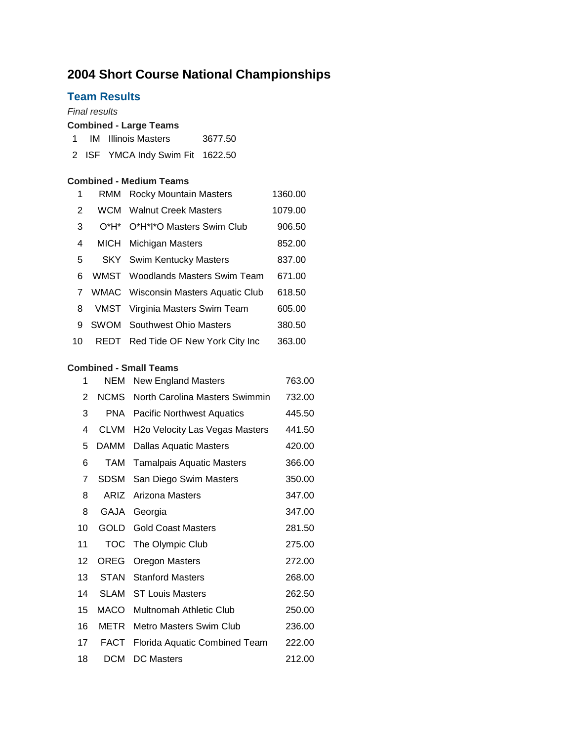# 2004 Short Course National Championships

## Team Results

*Final results*

**Combined - Large Teams**

| | | | |
|---|---|---|---|
| 1 | IM | Illinois Masters | 3677.50 |
| 2 | ISF | YMCA Indy Swim Fit | 1622.50 |

**Combined - Medium Teams**

| | | | |
|---|---|---|---|
| 1 | RMM | Rocky Mountain Masters | 1360.00 |
| 2 | WCM | Walnut Creek Masters | 1079.00 |
| 3 | O*H* | O*H*I*O Masters Swim Club | 906.50 |
| 4 | MICH | Michigan Masters | 852.00 |
| 5 | SKY | Swim Kentucky Masters | 837.00 |
| 6 | WMST | Woodlands Masters Swim Team | 671.00 |
| 7 | WMAC | Wisconsin Masters Aquatic Club | 618.50 |
| 8 | VMST | Virginia Masters Swim Team | 605.00 |
| 9 | SWOM | Southwest Ohio Masters | 380.50 |
| 10 | REDT | Red Tide OF New York City Inc | 363.00 |

**Combined - Small Teams**

| | | | |
|---|---|---|---|
| 1 | NEM | New England Masters | 763.00 |
| 2 | NCMS | North Carolina Masters Swimmin | 732.00 |
| 3 | PNA | Pacific Northwest Aquatics | 445.50 |
| 4 | CLVM | H2o Velocity Las Vegas Masters | 441.50 |
| 5 | DAMM | Dallas Aquatic Masters | 420.00 |
| 6 | TAM | Tamalpais Aquatic Masters | 366.00 |
| 7 | SDSM | San Diego Swim Masters | 350.00 |
| 8 | ARIZ | Arizona Masters | 347.00 |
| 8 | GAJA | Georgia | 347.00 |
| 10 | GOLD | Gold Coast Masters | 281.50 |
| 11 | TOC | The Olympic Club | 275.00 |
| 12 | OREG | Oregon Masters | 272.00 |
| 13 | STAN | Stanford Masters | 268.00 |
| 14 | SLAM | ST Louis Masters | 262.50 |
| 15 | MACO | Multnomah Athletic Club | 250.00 |
| 16 | METR | Metro Masters Swim Club | 236.00 |
| 17 | FACT | Florida Aquatic Combined Team | 222.00 |
| 18 | DCM | DC Masters | 212.00 |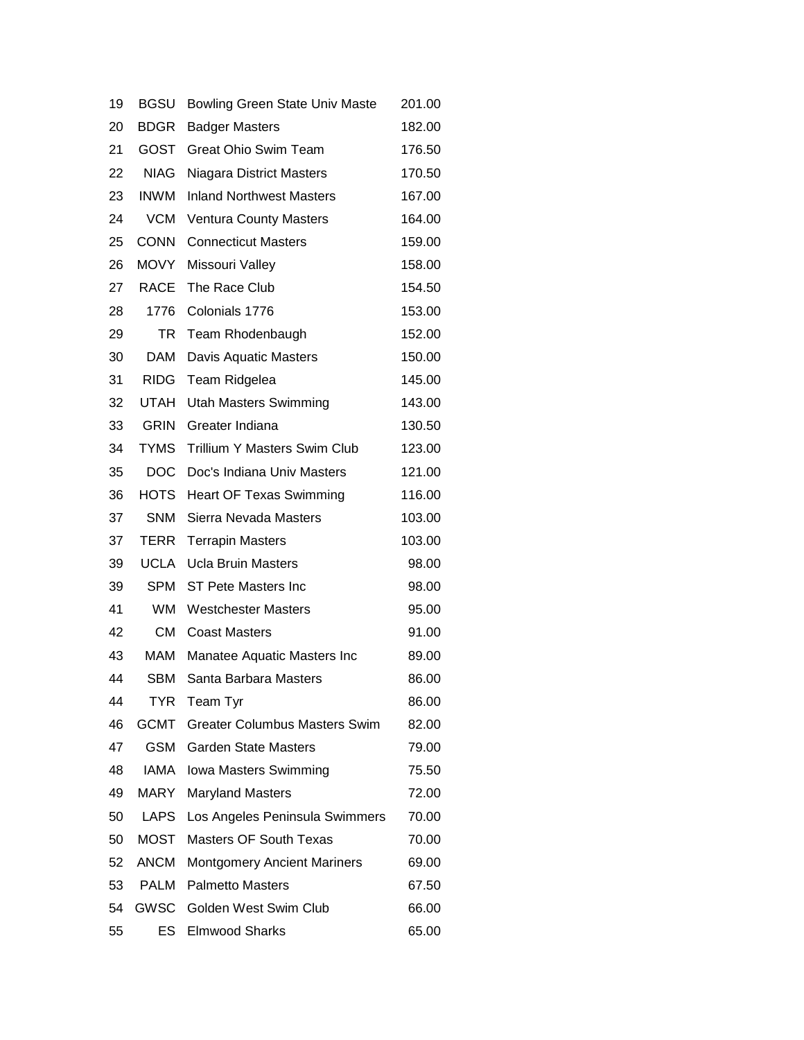| | | | |
|---|---|---|---|
| 19 | BGSU | Bowling Green State Univ Maste | 201.00 |
| 20 | BDGR | Badger Masters | 182.00 |
| 21 | GOST | Great Ohio Swim Team | 176.50 |
| 22 | NIAG | Niagara District Masters | 170.50 |
| 23 | INWM | Inland Northwest Masters | 167.00 |
| 24 | VCM | Ventura County Masters | 164.00 |
| 25 | CONN | Connecticut Masters | 159.00 |
| 26 | MOVY | Missouri Valley | 158.00 |
| 27 | RACE | The Race Club | 154.50 |
| 28 | 1776 | Colonials 1776 | 153.00 |
| 29 | TR | Team Rhodenbaugh | 152.00 |
| 30 | DAM | Davis Aquatic Masters | 150.00 |
| 31 | RIDG | Team Ridgelea | 145.00 |
| 32 | UTAH | Utah Masters Swimming | 143.00 |
| 33 | GRIN | Greater Indiana | 130.50 |
| 34 | TYMS | Trillium Y Masters Swim Club | 123.00 |
| 35 | DOC | Doc's Indiana Univ Masters | 121.00 |
| 36 | HOTS | Heart OF Texas Swimming | 116.00 |
| 37 | SNM | Sierra Nevada Masters | 103.00 |
| 37 | TERR | Terrapin Masters | 103.00 |
| 39 | UCLA | Ucla Bruin Masters | 98.00 |
| 39 | SPM | ST Pete Masters Inc | 98.00 |
| 41 | WM | Westchester Masters | 95.00 |
| 42 | CM | Coast Masters | 91.00 |
| 43 | MAM | Manatee Aquatic Masters Inc | 89.00 |
| 44 | SBM | Santa Barbara Masters | 86.00 |
| 44 | TYR | Team Tyr | 86.00 |
| 46 | GCMT | Greater Columbus Masters Swim | 82.00 |
| 47 | GSM | Garden State Masters | 79.00 |
| 48 | IAMA | Iowa Masters Swimming | 75.50 |
| 49 | MARY | Maryland Masters | 72.00 |
| 50 | LAPS | Los Angeles Peninsula Swimmers | 70.00 |
| 50 | MOST | Masters OF South Texas | 70.00 |
| 52 | ANCM | Montgomery Ancient Mariners | 69.00 |
| 53 | PALM | Palmetto Masters | 67.50 |
| 54 | GWSC | Golden West Swim Club | 66.00 |
| 55 | ES | Elmwood Sharks | 65.00 |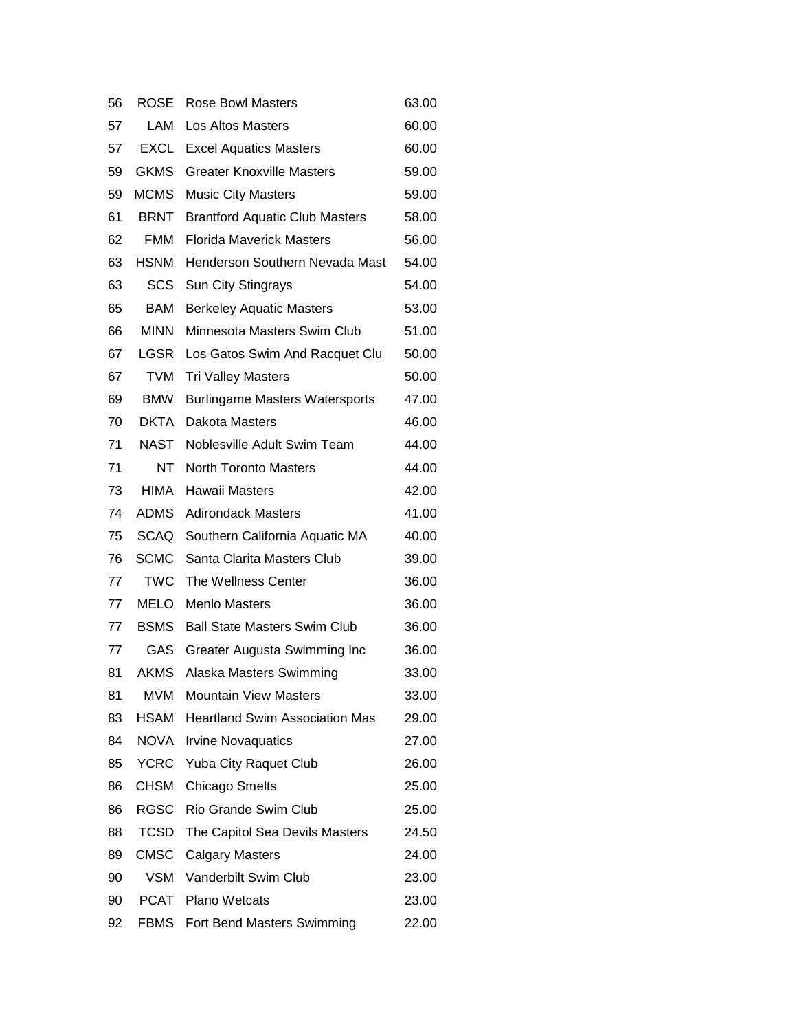| | | | |
|---|---|---|---|
| 56 | ROSE | Rose Bowl Masters | 63.00 |
| 57 | LAM | Los Altos Masters | 60.00 |
| 57 | EXCL | Excel Aquatics Masters | 60.00 |
| 59 | GKMS | Greater Knoxville Masters | 59.00 |
| 59 | MCMS | Music City Masters | 59.00 |
| 61 | BRNT | Brantford Aquatic Club Masters | 58.00 |
| 62 | FMM | Florida Maverick Masters | 56.00 |
| 63 | HSNM | Henderson Southern Nevada Mast | 54.00 |
| 63 | SCS | Sun City Stingrays | 54.00 |
| 65 | BAM | Berkeley Aquatic Masters | 53.00 |
| 66 | MINN | Minnesota Masters Swim Club | 51.00 |
| 67 | LGSR | Los Gatos Swim And Racquet Clu | 50.00 |
| 67 | TVM | Tri Valley Masters | 50.00 |
| 69 | BMW | Burlingame Masters Watersports | 47.00 |
| 70 | DKTA | Dakota Masters | 46.00 |
| 71 | NAST | Noblesville Adult Swim Team | 44.00 |
| 71 | NT | North Toronto Masters | 44.00 |
| 73 | HIMA | Hawaii Masters | 42.00 |
| 74 | ADMS | Adirondack Masters | 41.00 |
| 75 | SCAQ | Southern California Aquatic MA | 40.00 |
| 76 | SCMC | Santa Clarita Masters Club | 39.00 |
| 77 | TWC | The Wellness Center | 36.00 |
| 77 | MELO | Menlo Masters | 36.00 |
| 77 | BSMS | Ball State Masters Swim Club | 36.00 |
| 77 | GAS | Greater Augusta Swimming Inc | 36.00 |
| 81 | AKMS | Alaska Masters Swimming | 33.00 |
| 81 | MVM | Mountain View Masters | 33.00 |
| 83 | HSAM | Heartland Swim Association Mas | 29.00 |
| 84 | NOVA | Irvine Novaquatics | 27.00 |
| 85 | YCRC | Yuba City Raquet Club | 26.00 |
| 86 | CHSM | Chicago Smelts | 25.00 |
| 86 | RGSC | Rio Grande Swim Club | 25.00 |
| 88 | TCSD | The Capitol Sea Devils Masters | 24.50 |
| 89 | CMSC | Calgary Masters | 24.00 |
| 90 | VSM | Vanderbilt Swim Club | 23.00 |
| 90 | PCAT | Plano Wetcats | 23.00 |
| 92 | FBMS | Fort Bend Masters Swimming | 22.00 |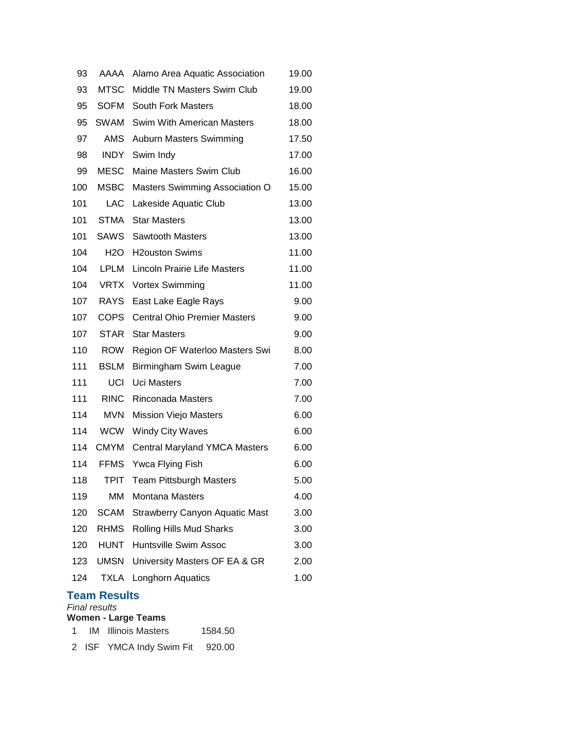| | | | |
|---|---|---|---|
| 93 | AAAA | Alamo Area Aquatic Association | 19.00 |
| 93 | MTSC | Middle TN Masters Swim Club | 19.00 |
| 95 | SOFM | South Fork Masters | 18.00 |
| 95 | SWAM | Swim With American Masters | 18.00 |
| 97 | AMS | Auburn Masters Swimming | 17.50 |
| 98 | INDY | Swim Indy | 17.00 |
| 99 | MESC | Maine Masters Swim Club | 16.00 |
| 100 | MSBC | Masters Swimming Association O | 15.00 |
| 101 | LAC | Lakeside Aquatic Club | 13.00 |
| 101 | STMA | Star Masters | 13.00 |
| 101 | SAWS | Sawtooth Masters | 13.00 |
| 104 | H2O | H2ouston Swims | 11.00 |
| 104 | LPLM | Lincoln Prairie Life Masters | 11.00 |
| 104 | VRTX | Vortex Swimming | 11.00 |
| 107 | RAYS | East Lake Eagle Rays | 9.00 |
| 107 | COPS | Central Ohio Premier Masters | 9.00 |
| 107 | STAR | Star Masters | 9.00 |
| 110 | ROW | Region OF Waterloo Masters Swi | 8.00 |
| 111 | BSLM | Birmingham Swim League | 7.00 |
| 111 | UCI | Uci Masters | 7.00 |
| 111 | RINC | Rinconada Masters | 7.00 |
| 114 | MVN | Mission Viejo Masters | 6.00 |
| 114 | WCW | Windy City Waves | 6.00 |
| 114 | CMYM | Central Maryland YMCA Masters | 6.00 |
| 114 | FFMS | Ywca Flying Fish | 6.00 |
| 118 | TPIT | Team Pittsburgh Masters | 5.00 |
| 119 | MM | Montana Masters | 4.00 |
| 120 | SCAM | Strawberry Canyon Aquatic Mast | 3.00 |
| 120 | RHMS | Rolling Hills Mud Sharks | 3.00 |
| 120 | HUNT | Huntsville Swim Assoc | 3.00 |
| 123 | UMSN | University Masters OF EA & GR | 2.00 |
| 124 | TXLA | Longhorn Aquatics | 1.00 |

## Team Results

*Final results*

**Women - Large Teams**

| | | | |
|---|---|---|---|
| 1 | IM | Illinois Masters | 1584.50 |
| 2 | ISF | YMCA Indy Swim Fit | 920.00 |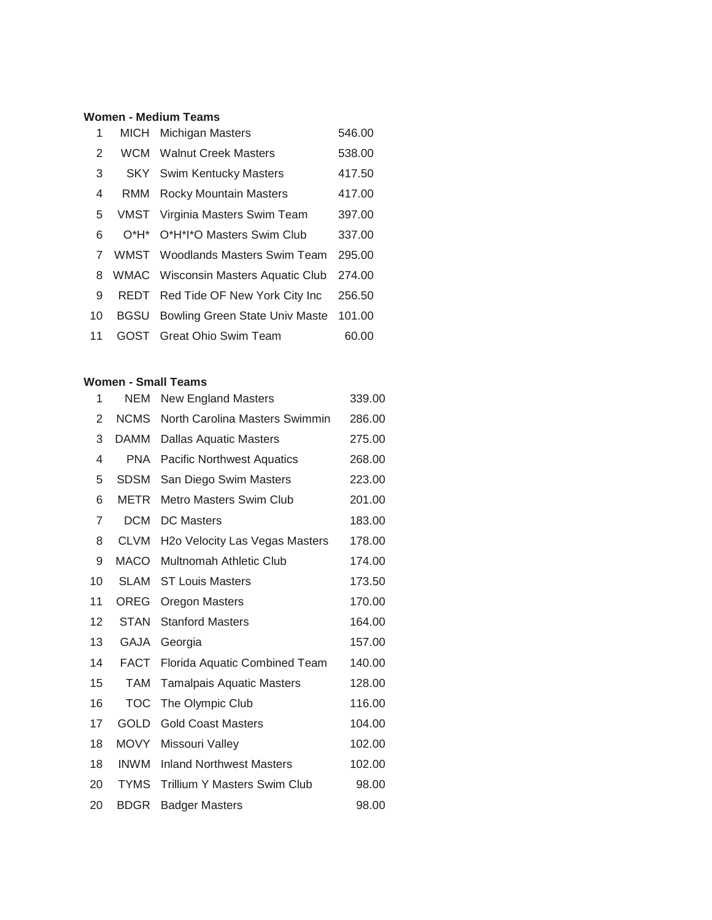**Women - Medium Teams**

| | | | |
|---|---|---|---|
| 1 | MICH | Michigan Masters | 546.00 |
| 2 | WCM | Walnut Creek Masters | 538.00 |
| 3 | SKY | Swim Kentucky Masters | 417.50 |
| 4 | RMM | Rocky Mountain Masters | 417.00 |
| 5 | VMST | Virginia Masters Swim Team | 397.00 |
| 6 | O*H* | O*H*I*O Masters Swim Club | 337.00 |
| 7 | WMST | Woodlands Masters Swim Team | 295.00 |
| 8 | WMAC | Wisconsin Masters Aquatic Club | 274.00 |
| 9 | REDT | Red Tide OF New York City Inc | 256.50 |
| 10 | BGSU | Bowling Green State Univ Maste | 101.00 |
| 11 | GOST | Great Ohio Swim Team | 60.00 |

**Women - Small Teams**

| | | | |
|---|---|---|---|
| 1 | NEM | New England Masters | 339.00 |
| 2 | NCMS | North Carolina Masters Swimmin | 286.00 |
| 3 | DAMM | Dallas Aquatic Masters | 275.00 |
| 4 | PNA | Pacific Northwest Aquatics | 268.00 |
| 5 | SDSM | San Diego Swim Masters | 223.00 |
| 6 | METR | Metro Masters Swim Club | 201.00 |
| 7 | DCM | DC Masters | 183.00 |
| 8 | CLVM | H2o Velocity Las Vegas Masters | 178.00 |
| 9 | MACO | Multnomah Athletic Club | 174.00 |
| 10 | SLAM | ST Louis Masters | 173.50 |
| 11 | OREG | Oregon Masters | 170.00 |
| 12 | STAN | Stanford Masters | 164.00 |
| 13 | GAJA | Georgia | 157.00 |
| 14 | FACT | Florida Aquatic Combined Team | 140.00 |
| 15 | TAM | Tamalpais Aquatic Masters | 128.00 |
| 16 | TOC | The Olympic Club | 116.00 |
| 17 | GOLD | Gold Coast Masters | 104.00 |
| 18 | MOVY | Missouri Valley | 102.00 |
| 18 | INWM | Inland Northwest Masters | 102.00 |
| 20 | TYMS | Trillium Y Masters Swim Club | 98.00 |
| 20 | BDGR | Badger Masters | 98.00 |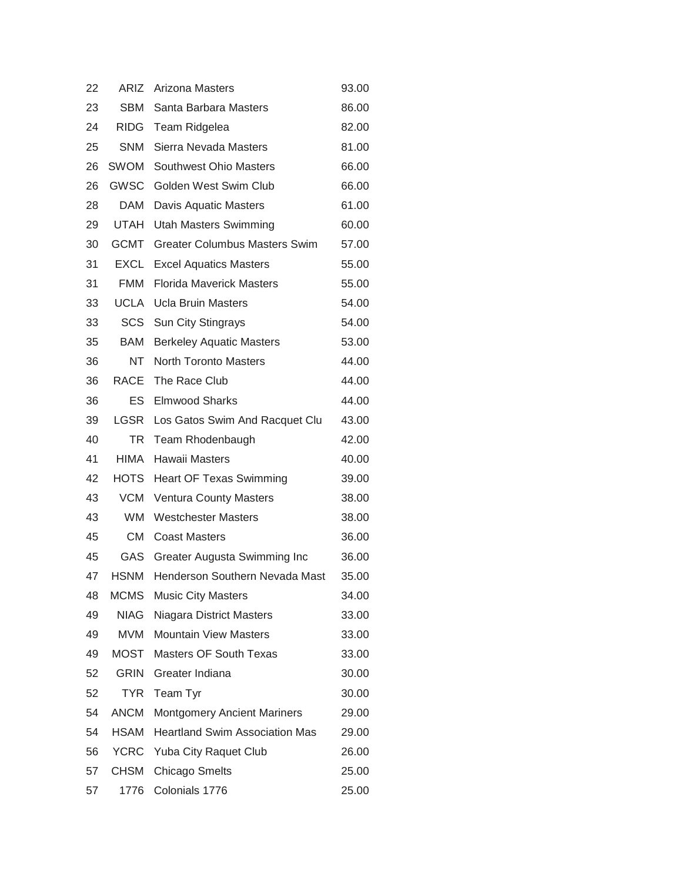| | | | |
|---|---|---|---|
| 22 | ARIZ | Arizona Masters | 93.00 |
| 23 | SBM | Santa Barbara Masters | 86.00 |
| 24 | RIDG | Team Ridgelea | 82.00 |
| 25 | SNM | Sierra Nevada Masters | 81.00 |
| 26 | SWOM | Southwest Ohio Masters | 66.00 |
| 26 | GWSC | Golden West Swim Club | 66.00 |
| 28 | DAM | Davis Aquatic Masters | 61.00 |
| 29 | UTAH | Utah Masters Swimming | 60.00 |
| 30 | GCMT | Greater Columbus Masters Swim | 57.00 |
| 31 | EXCL | Excel Aquatics Masters | 55.00 |
| 31 | FMM | Florida Maverick Masters | 55.00 |
| 33 | UCLA | Ucla Bruin Masters | 54.00 |
| 33 | SCS | Sun City Stingrays | 54.00 |
| 35 | BAM | Berkeley Aquatic Masters | 53.00 |
| 36 | NT | North Toronto Masters | 44.00 |
| 36 | RACE | The Race Club | 44.00 |
| 36 | ES | Elmwood Sharks | 44.00 |
| 39 | LGSR | Los Gatos Swim And Racquet Clu | 43.00 |
| 40 | TR | Team Rhodenbaugh | 42.00 |
| 41 | HIMA | Hawaii Masters | 40.00 |
| 42 | HOTS | Heart OF Texas Swimming | 39.00 |
| 43 | VCM | Ventura County Masters | 38.00 |
| 43 | WM | Westchester Masters | 38.00 |
| 45 | CM | Coast Masters | 36.00 |
| 45 | GAS | Greater Augusta Swimming Inc | 36.00 |
| 47 | HSNM | Henderson Southern Nevada Mast | 35.00 |
| 48 | MCMS | Music City Masters | 34.00 |
| 49 | NIAG | Niagara District Masters | 33.00 |
| 49 | MVM | Mountain View Masters | 33.00 |
| 49 | MOST | Masters OF South Texas | 33.00 |
| 52 | GRIN | Greater Indiana | 30.00 |
| 52 | TYR | Team Tyr | 30.00 |
| 54 | ANCM | Montgomery Ancient Mariners | 29.00 |
| 54 | HSAM | Heartland Swim Association Mas | 29.00 |
| 56 | YCRC | Yuba City Raquet Club | 26.00 |
| 57 | CHSM | Chicago Smelts | 25.00 |
| 57 | 1776 | Colonials 1776 | 25.00 |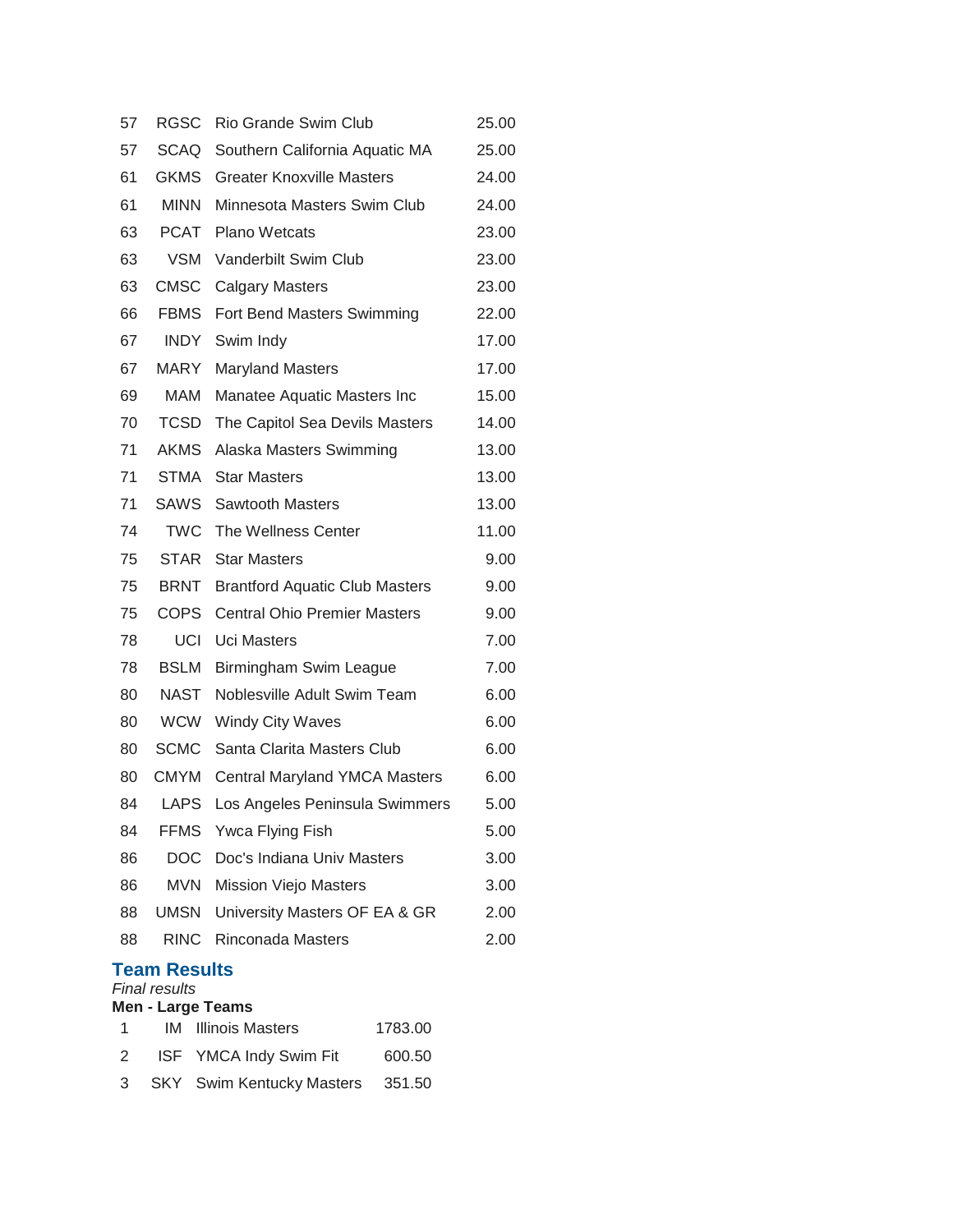| | | | |
|---|---|---|---|
| 57 | RGSC | Rio Grande Swim Club | 25.00 |
| 57 | SCAQ | Southern California Aquatic MA | 25.00 |
| 61 | GKMS | Greater Knoxville Masters | 24.00 |
| 61 | MINN | Minnesota Masters Swim Club | 24.00 |
| 63 | PCAT | Plano Wetcats | 23.00 |
| 63 | VSM | Vanderbilt Swim Club | 23.00 |
| 63 | CMSC | Calgary Masters | 23.00 |
| 66 | FBMS | Fort Bend Masters Swimming | 22.00 |
| 67 | INDY | Swim Indy | 17.00 |
| 67 | MARY | Maryland Masters | 17.00 |
| 69 | MAM | Manatee Aquatic Masters Inc | 15.00 |
| 70 | TCSD | The Capitol Sea Devils Masters | 14.00 |
| 71 | AKMS | Alaska Masters Swimming | 13.00 |
| 71 | STMA | Star Masters | 13.00 |
| 71 | SAWS | Sawtooth Masters | 13.00 |
| 74 | TWC | The Wellness Center | 11.00 |
| 75 | STAR | Star Masters | 9.00 |
| 75 | BRNT | Brantford Aquatic Club Masters | 9.00 |
| 75 | COPS | Central Ohio Premier Masters | 9.00 |
| 78 | UCI | Uci Masters | 7.00 |
| 78 | BSLM | Birmingham Swim League | 7.00 |
| 80 | NAST | Noblesville Adult Swim Team | 6.00 |
| 80 | WCW | Windy City Waves | 6.00 |
| 80 | SCMC | Santa Clarita Masters Club | 6.00 |
| 80 | CMYM | Central Maryland YMCA Masters | 6.00 |
| 84 | LAPS | Los Angeles Peninsula Swimmers | 5.00 |
| 84 | FFMS | Ywca Flying Fish | 5.00 |
| 86 | DOC | Doc's Indiana Univ Masters | 3.00 |
| 86 | MVN | Mission Viejo Masters | 3.00 |
| 88 | UMSN | University Masters OF EA & GR | 2.00 |
| 88 | RINC | Rinconada Masters | 2.00 |

## Team Results

*Final results*

**Men - Large Teams**

| | | | |
|---|---|---|---|
| 1 | IM | Illinois Masters | 1783.00 |
| 2 | ISF | YMCA Indy Swim Fit | 600.50 |
| 3 | SKY | Swim Kentucky Masters | 351.50 |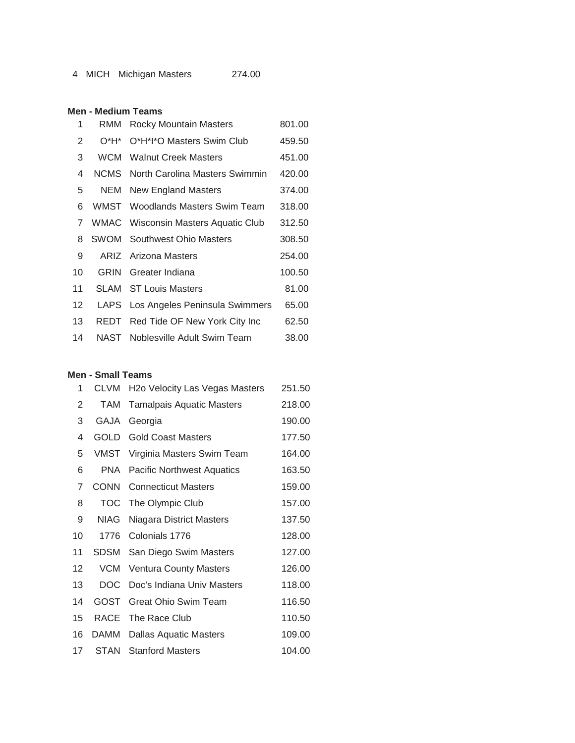| | | | |
|---|---|---|---|
| 4 | MICH | Michigan Masters | 274.00 |

**Men - Medium Teams**

| | | | |
|---|---|---|---|
| 1 | RMM | Rocky Mountain Masters | 801.00 |
| 2 | O*H* | O*H*I*O Masters Swim Club | 459.50 |
| 3 | WCM | Walnut Creek Masters | 451.00 |
| 4 | NCMS | North Carolina Masters Swimmin | 420.00 |
| 5 | NEM | New England Masters | 374.00 |
| 6 | WMST | Woodlands Masters Swim Team | 318.00 |
| 7 | WMAC | Wisconsin Masters Aquatic Club | 312.50 |
| 8 | SWOM | Southwest Ohio Masters | 308.50 |
| 9 | ARIZ | Arizona Masters | 254.00 |
| 10 | GRIN | Greater Indiana | 100.50 |
| 11 | SLAM | ST Louis Masters | 81.00 |
| 12 | LAPS | Los Angeles Peninsula Swimmers | 65.00 |
| 13 | REDT | Red Tide OF New York City Inc | 62.50 |
| 14 | NAST | Noblesville Adult Swim Team | 38.00 |

**Men - Small Teams**

| | | | |
|---|---|---|---|
| 1 | CLVM | H2o Velocity Las Vegas Masters | 251.50 |
| 2 | TAM | Tamalpais Aquatic Masters | 218.00 |
| 3 | GAJA | Georgia | 190.00 |
| 4 | GOLD | Gold Coast Masters | 177.50 |
| 5 | VMST | Virginia Masters Swim Team | 164.00 |
| 6 | PNA | Pacific Northwest Aquatics | 163.50 |
| 7 | CONN | Connecticut Masters | 159.00 |
| 8 | TOC | The Olympic Club | 157.00 |
| 9 | NIAG | Niagara District Masters | 137.50 |
| 10 | 1776 | Colonials 1776 | 128.00 |
| 11 | SDSM | San Diego Swim Masters | 127.00 |
| 12 | VCM | Ventura County Masters | 126.00 |
| 13 | DOC | Doc's Indiana Univ Masters | 118.00 |
| 14 | GOST | Great Ohio Swim Team | 116.50 |
| 15 | RACE | The Race Club | 110.50 |
| 16 | DAMM | Dallas Aquatic Masters | 109.00 |
| 17 | STAN | Stanford Masters | 104.00 |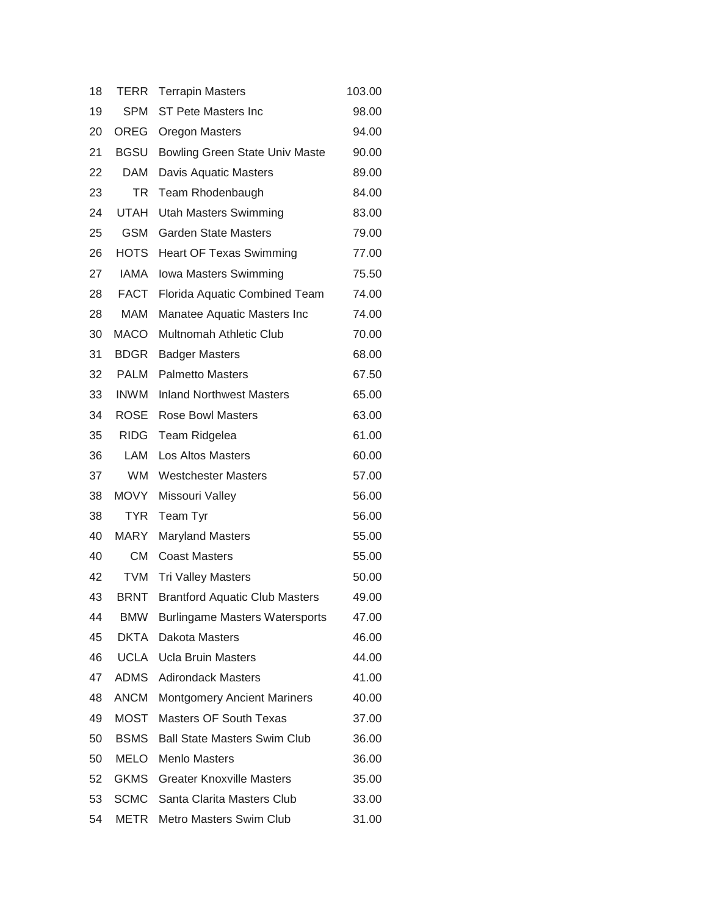| | | | |
|---|---|---|---|
| 18 | TERR | Terrapin Masters | 103.00 |
| 19 | SPM | ST Pete Masters Inc | 98.00 |
| 20 | OREG | Oregon Masters | 94.00 |
| 21 | BGSU | Bowling Green State Univ Maste | 90.00 |
| 22 | DAM | Davis Aquatic Masters | 89.00 |
| 23 | TR | Team Rhodenbaugh | 84.00 |
| 24 | UTAH | Utah Masters Swimming | 83.00 |
| 25 | GSM | Garden State Masters | 79.00 |
| 26 | HOTS | Heart OF Texas Swimming | 77.00 |
| 27 | IAMA | Iowa Masters Swimming | 75.50 |
| 28 | FACT | Florida Aquatic Combined Team | 74.00 |
| 28 | MAM | Manatee Aquatic Masters Inc | 74.00 |
| 30 | MACO | Multnomah Athletic Club | 70.00 |
| 31 | BDGR | Badger Masters | 68.00 |
| 32 | PALM | Palmetto Masters | 67.50 |
| 33 | INWM | Inland Northwest Masters | 65.00 |
| 34 | ROSE | Rose Bowl Masters | 63.00 |
| 35 | RIDG | Team Ridgelea | 61.00 |
| 36 | LAM | Los Altos Masters | 60.00 |
| 37 | WM | Westchester Masters | 57.00 |
| 38 | MOVY | Missouri Valley | 56.00 |
| 38 | TYR | Team Tyr | 56.00 |
| 40 | MARY | Maryland Masters | 55.00 |
| 40 | CM | Coast Masters | 55.00 |
| 42 | TVM | Tri Valley Masters | 50.00 |
| 43 | BRNT | Brantford Aquatic Club Masters | 49.00 |
| 44 | BMW | Burlingame Masters Watersports | 47.00 |
| 45 | DKTA | Dakota Masters | 46.00 |
| 46 | UCLA | Ucla Bruin Masters | 44.00 |
| 47 | ADMS | Adirondack Masters | 41.00 |
| 48 | ANCM | Montgomery Ancient Mariners | 40.00 |
| 49 | MOST | Masters OF South Texas | 37.00 |
| 50 | BSMS | Ball State Masters Swim Club | 36.00 |
| 50 | MELO | Menlo Masters | 36.00 |
| 52 | GKMS | Greater Knoxville Masters | 35.00 |
| 53 | SCMC | Santa Clarita Masters Club | 33.00 |
| 54 | METR | Metro Masters Swim Club | 31.00 |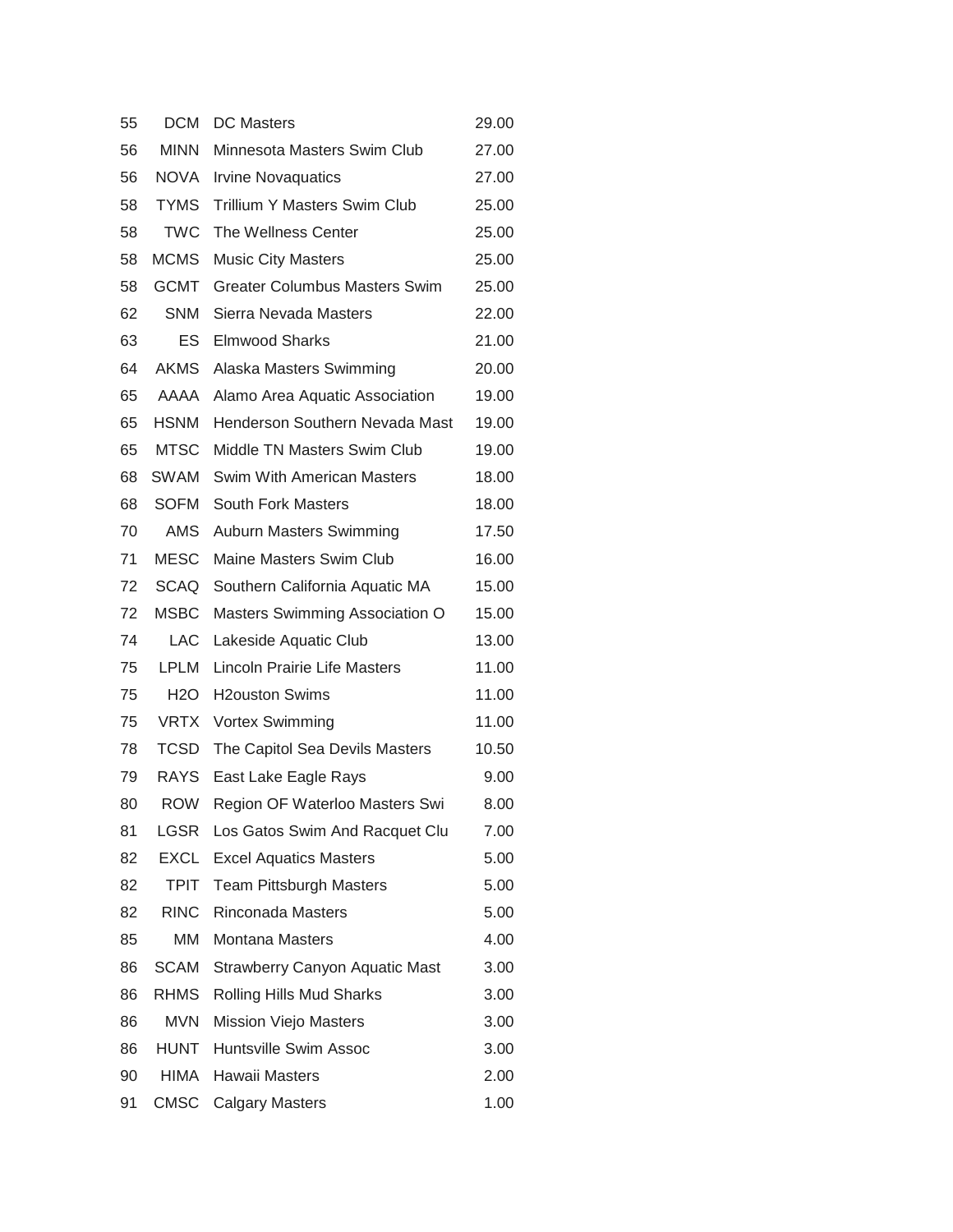| | | | |
|---|---|---|---|
| 55 | DCM | DC Masters | 29.00 |
| 56 | MINN | Minnesota Masters Swim Club | 27.00 |
| 56 | NOVA | Irvine Novaquatics | 27.00 |
| 58 | TYMS | Trillium Y Masters Swim Club | 25.00 |
| 58 | TWC | The Wellness Center | 25.00 |
| 58 | MCMS | Music City Masters | 25.00 |
| 58 | GCMT | Greater Columbus Masters Swim | 25.00 |
| 62 | SNM | Sierra Nevada Masters | 22.00 |
| 63 | ES | Elmwood Sharks | 21.00 |
| 64 | AKMS | Alaska Masters Swimming | 20.00 |
| 65 | AAAA | Alamo Area Aquatic Association | 19.00 |
| 65 | HSNM | Henderson Southern Nevada Mast | 19.00 |
| 65 | MTSC | Middle TN Masters Swim Club | 19.00 |
| 68 | SWAM | Swim With American Masters | 18.00 |
| 68 | SOFM | South Fork Masters | 18.00 |
| 70 | AMS | Auburn Masters Swimming | 17.50 |
| 71 | MESC | Maine Masters Swim Club | 16.00 |
| 72 | SCAQ | Southern California Aquatic MA | 15.00 |
| 72 | MSBC | Masters Swimming Association O | 15.00 |
| 74 | LAC | Lakeside Aquatic Club | 13.00 |
| 75 | LPLM | Lincoln Prairie Life Masters | 11.00 |
| 75 | H2O | H2ouston Swims | 11.00 |
| 75 | VRTX | Vortex Swimming | 11.00 |
| 78 | TCSD | The Capitol Sea Devils Masters | 10.50 |
| 79 | RAYS | East Lake Eagle Rays | 9.00 |
| 80 | ROW | Region OF Waterloo Masters Swi | 8.00 |
| 81 | LGSR | Los Gatos Swim And Racquet Clu | 7.00 |
| 82 | EXCL | Excel Aquatics Masters | 5.00 |
| 82 | TPIT | Team Pittsburgh Masters | 5.00 |
| 82 | RINC | Rinconada Masters | 5.00 |
| 85 | MM | Montana Masters | 4.00 |
| 86 | SCAM | Strawberry Canyon Aquatic Mast | 3.00 |
| 86 | RHMS | Rolling Hills Mud Sharks | 3.00 |
| 86 | MVN | Mission Viejo Masters | 3.00 |
| 86 | HUNT | Huntsville Swim Assoc | 3.00 |
| 90 | HIMA | Hawaii Masters | 2.00 |
| 91 | CMSC | Calgary Masters | 1.00 |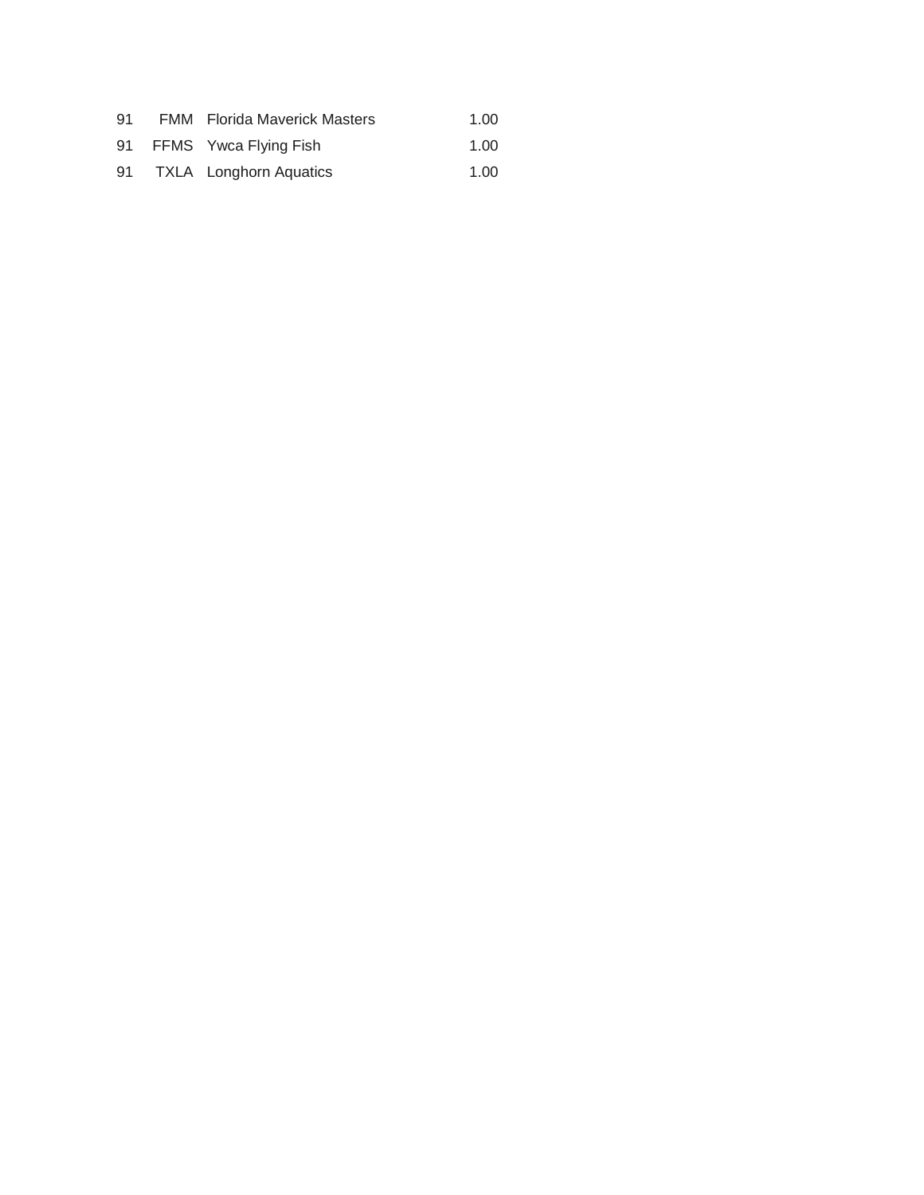| | | | |
|---|---|---|---|
| 91 | FMM | Florida Maverick Masters | 1.00 |
| 91 | FFMS | Ywca Flying Fish | 1.00 |
| 91 | TXLA | Longhorn Aquatics | 1.00 |